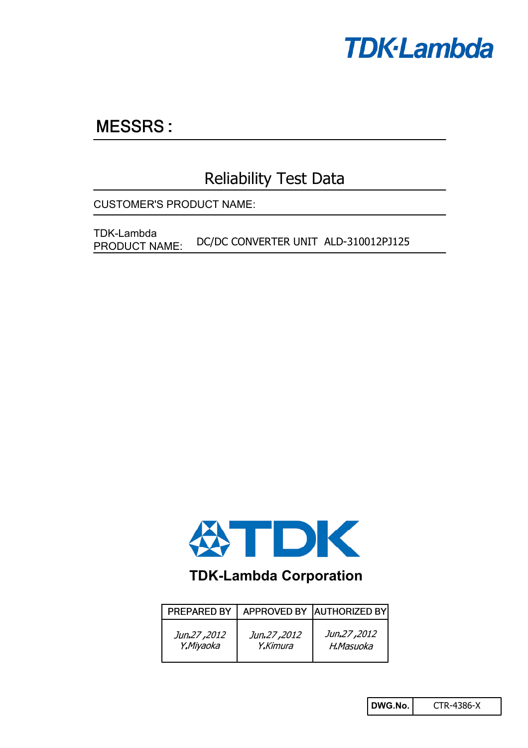TDK-Lambda

# MESSRS :

## Reliability Test Data

CUSTOMER'S PRODUCT NAME:

TDK-Lambda PRODUCT NAME: DC/DC CONVERTER UNIT ALD-310012PJ125

TDK-Lambda Corporation

| PREPARED BY | APPROVED BY | AUTHORIZED BY |
|---|---|---|
| Jun.27 ,2012 Y.Miyaoka | Jun.27 ,2012 Y.Kimura | Jun.27 ,2012 H.Masuoka |

| DWG.No. | CTR-4386-X |
|---|---|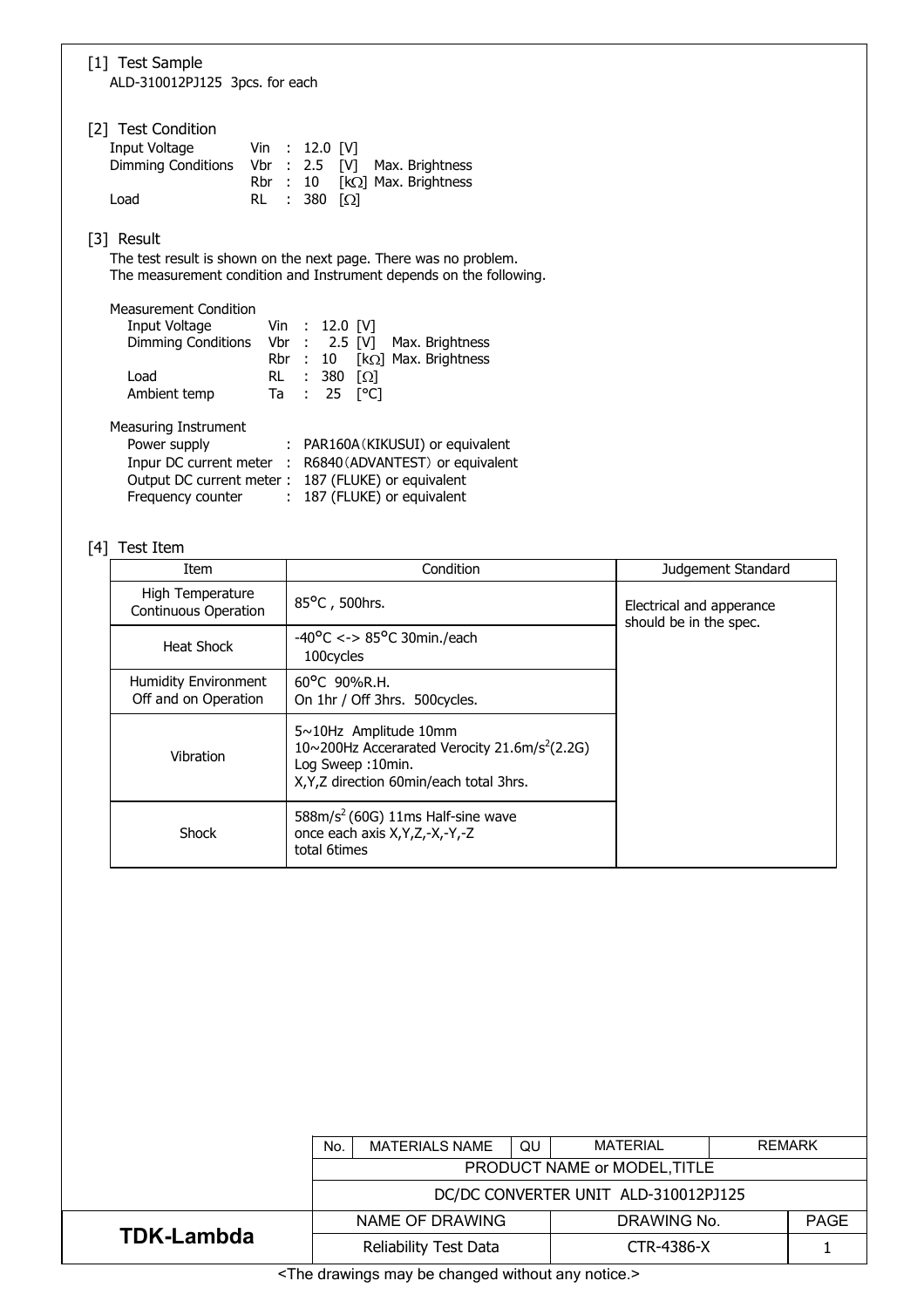[1] Test Sample

ALD-310012PJ125 3pcs. for each

[2] Test Condition

| | | | | |
|---|---|---|---|---|
| Input Voltage | Vin | : | 12.0 [V] | |
| Dimming Conditions | Vbr | : | 2.5 [V] | Max. Brightness |
| | Rbr | : | 10 [kΩ] | Max. Brightness |
| Load | RL | : | 380 [Ω] | |

[3] Result

The test result is shown on the next page. There was no problem.
The measurement condition and Instrument depends on the following.

Measurement Condition

| | | | | |
|---|---|---|---|---|
| Input Voltage | Vin | : | 12.0 [V] | |
| Dimming Conditions | Vbr | : | 2.5 [V] | Max. Brightness |
| | Rbr | : | 10 [kΩ] | Max. Brightness |
| Load | RL | : | 380 [Ω] | |
| Ambient temp | Ta | : | 25 [°C] | |

Measuring Instrument

| | | |
|---|---|---|
| Power supply | : | PAR160A（KIKUSUI) or equivalent |
| Inpur DC current meter | : | R6840（ADVANTEST）or equivalent |
| Output DC current meter | : | 187 (FLUKE) or equivalent |
| Frequency counter | : | 187 (FLUKE) or equivalent |

[4] Test Item

| Item | Condition | Judgement Standard |
|---|---|---|
| High Temperature Continuous Operation | 85°C , 500hrs. | Electrical and apperance should be in the spec. |
| Heat Shock | -40°C <-> 85°C 30min./each 100cycles | |
| Humidity Environment Off and on Operation | 60°C 90%R.H. On 1hr / Off 3hrs. 500cycles. | |
| Vibration | 5~10Hz Amplitude 10mm<br>10~200Hz Accerarated Verocity 21.6m/$s^2$(2.2G)<br>Log Sweep :10min.<br>X,Y,Z direction 60min/each total 3hrs. | |
| Shock | 588m/$s^2$ (60G) 11ms Half-sine wave<br>once each axis X,Y,Z,-X,-Y,-Z<br>total 6times | |

| No. | MATERIALS NAME | QU | MATERIAL | REMARK |
|---|---|---|---|---|
| PRODUCT NAME or MODEL,TITLE | | | | |
| DC/DC CONVERTER UNIT ALD-310012PJ125 | | | | |

| | NAME OF DRAWING | DRAWING No. | PAGE |
|---|---|---|---|
| TDK-Lambda | Reliability Test Data | CTR-4386-X | 1 |

<The drawings may be changed without any notice.>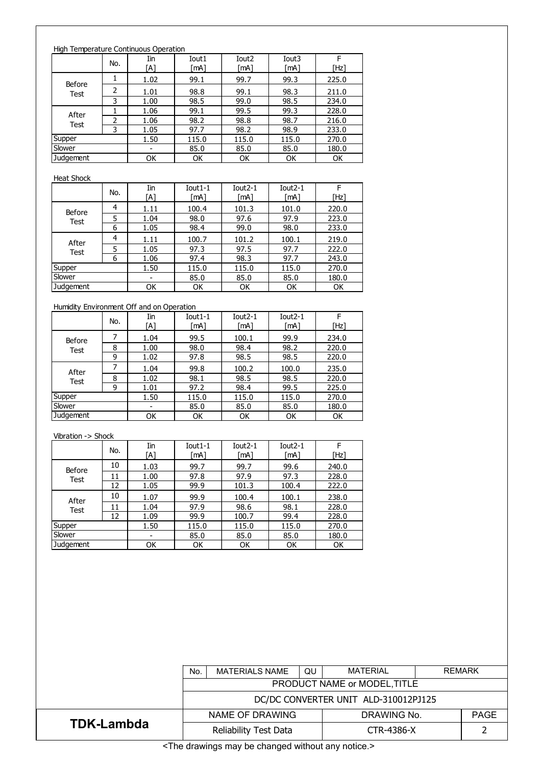High Temperature Continuous Operation

| | No. | Iin [A] | Iout1 [mA] | Iout2 [mA] | Iout3 [mA] | F [Hz] |
|---|---|---|---|---|---|---|
| Before Test | 1 | 1.02 | 99.1 | 99.7 | 99.3 | 225.0 |
| | 2 | 1.01 | 98.8 | 99.1 | 98.3 | 211.0 |
| | 3 | 1.00 | 98.5 | 99.0 | 98.5 | 234.0 |
| After Test | 1 | 1.06 | 99.1 | 99.5 | 99.3 | 228.0 |
| | 2 | 1.06 | 98.2 | 98.8 | 98.7 | 216.0 |
| | 3 | 1.05 | 97.7 | 98.2 | 98.9 | 233.0 |
| Supper | | 1.50 | 115.0 | 115.0 | 115.0 | 270.0 |
| Slower | | - | 85.0 | 85.0 | 85.0 | 180.0 |
| Judgement | | OK | OK | OK | OK | OK |

Heat Shock

| | No. | Iin [A] | Iout1-1 [mA] | Iout2-1 [mA] | Iout2-1 [mA] | F [Hz] |
|---|---|---|---|---|---|---|
| Before Test | 4 | 1.11 | 100.4 | 101.3 | 101.0 | 220.0 |
| | 5 | 1.04 | 98.0 | 97.6 | 97.9 | 223.0 |
| | 6 | 1.05 | 98.4 | 99.0 | 98.0 | 233.0 |
| After Test | 4 | 1.11 | 100.7 | 101.2 | 100.1 | 219.0 |
| | 5 | 1.05 | 97.3 | 97.5 | 97.7 | 222.0 |
| | 6 | 1.06 | 97.4 | 98.3 | 97.7 | 243.0 |
| Supper | | 1.50 | 115.0 | 115.0 | 115.0 | 270.0 |
| Slower | | - | 85.0 | 85.0 | 85.0 | 180.0 |
| Judgement | | OK | OK | OK | OK | OK |

Humidity Environment Off and on Operation

| | No. | Iin [A] | Iout1-1 [mA] | Iout2-1 [mA] | Iout2-1 [mA] | F [Hz] |
|---|---|---|---|---|---|---|
| Before Test | 7 | 1.04 | 99.5 | 100.1 | 99.9 | 234.0 |
| | 8 | 1.00 | 98.0 | 98.4 | 98.2 | 220.0 |
| | 9 | 1.02 | 97.8 | 98.5 | 98.5 | 220.0 |
| After Test | 7 | 1.04 | 99.8 | 100.2 | 100.0 | 235.0 |
| | 8 | 1.02 | 98.1 | 98.5 | 98.5 | 220.0 |
| | 9 | 1.01 | 97.2 | 98.4 | 99.5 | 225.0 |
| Supper | | 1.50 | 115.0 | 115.0 | 115.0 | 270.0 |
| Slower | | - | 85.0 | 85.0 | 85.0 | 180.0 |
| Judgement | | OK | OK | OK | OK | OK |

Vibration -> Shock

| | No. | Iin [A] | Iout1-1 [mA] | Iout2-1 [mA] | Iout2-1 [mA] | F [Hz] |
|---|---|---|---|---|---|---|
| Before Test | 10 | 1.03 | 99.7 | 99.7 | 99.6 | 240.0 |
| | 11 | 1.00 | 97.8 | 97.9 | 97.3 | 228.0 |
| | 12 | 1.05 | 99.9 | 101.3 | 100.4 | 222.0 |
| After Test | 10 | 1.07 | 99.9 | 100.4 | 100.1 | 238.0 |
| | 11 | 1.04 | 97.9 | 98.6 | 98.1 | 228.0 |
| | 12 | 1.09 | 99.9 | 100.7 | 99.4 | 228.0 |
| Supper | | 1.50 | 115.0 | 115.0 | 115.0 | 270.0 |
| Slower | | - | 85.0 | 85.0 | 85.0 | 180.0 |
| Judgement | | OK | OK | OK | OK | OK |

| | | | | | |
|---|---|---|---|---|---|
| | No. | MATERIALS NAME | QU | MATERIAL | REMARK |
| | PRODUCT NAME or MODEL,TITLE | | | | |
| | DC/DC CONVERTER UNIT ALD-310012PJ125 | | | | |
| **TDK-Lambda** | NAME OF DRAWING | | | DRAWING No. | PAGE |
| | Reliability Test Data | | | CTR-4386-X | 2 |

<The drawings may be changed without any notice.>